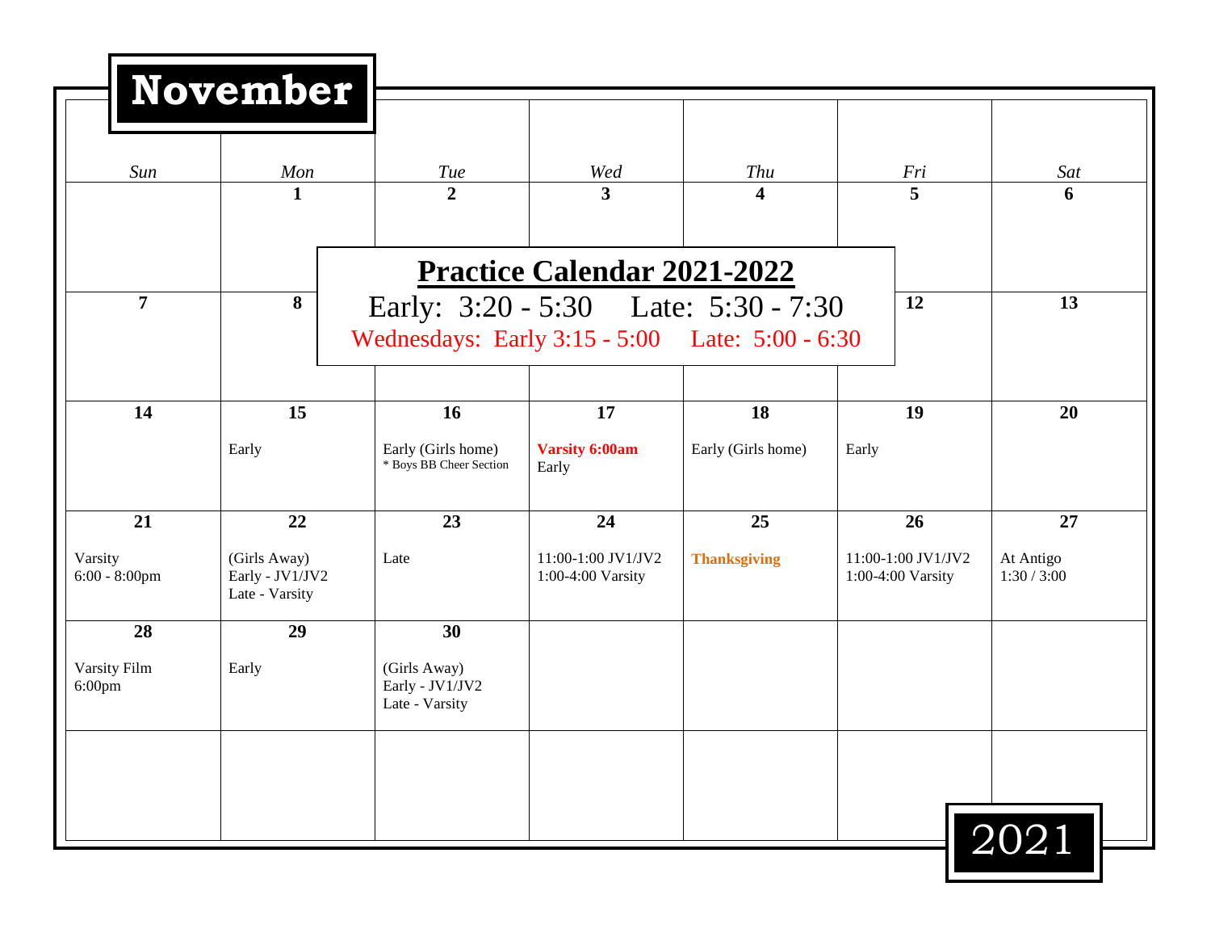# November 2021

## Practice Calendar 2021-2022

Early: 3:20 - 5:30    Late: 5:30 - 7:30

Wednesdays: Early 3:15 - 5:00    Late: 5:00 - 6:30

| Sun | Mon | Tue | Wed | Thu | Fri | Sat |
|---|---|---|---|---|---|---|
| | **1** | **2** | **3** | **4** | **5** | **6** |
| **7** | **8** | | | | **12** | **13** |
| **14** | **15**<br>Early | **16**<br>Early (Girls home)<br>* Boys BB Cheer Section | **17**<br>**Varsity 6:00am**<br>Early | **18**<br>Early (Girls home) | **19**<br>Early | **20** |
| **21**<br>Varsity<br>6:00 - 8:00pm | **22**<br>(Girls Away)<br>Early - JV1/JV2<br>Late - Varsity | **23**<br>Late | **24**<br>11:00-1:00 JV1/JV2<br>1:00-4:00 Varsity | **25**<br>**Thanksgiving** | **26**<br>11:00-1:00 JV1/JV2<br>1:00-4:00 Varsity | **27**<br>At Antigo<br>1:30 / 3:00 |
| **28**<br>Varsity Film<br>6:00pm | **29**<br>Early | **30**<br>(Girls Away)<br>Early - JV1/JV2<br>Late - Varsity | | | | |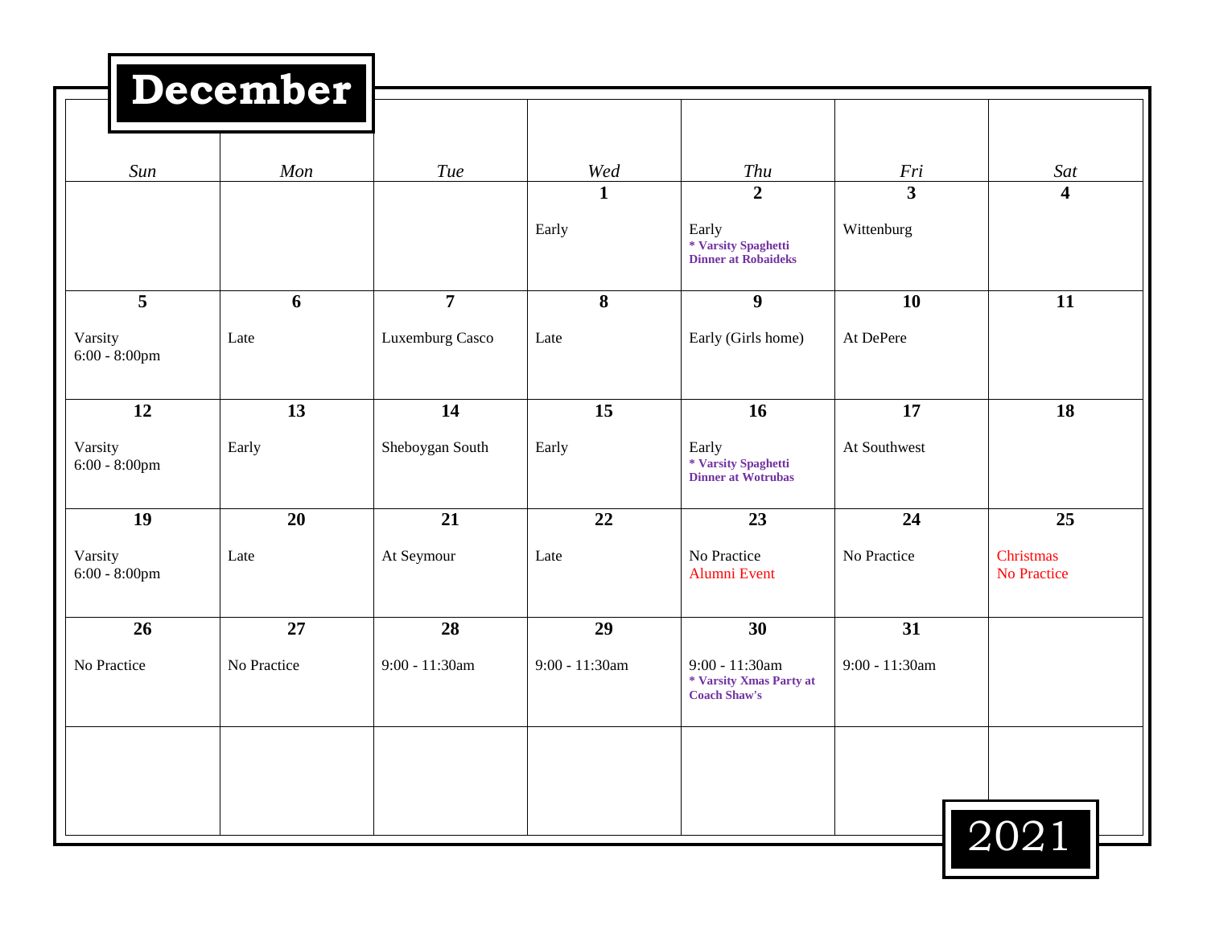# December 2021

| Sun | Mon | Tue | Wed | Thu | Fri | Sat |
|---|---|---|---|---|---|---|
| | | | **1**<br>Early | **2**<br>Early<br>**\* Varsity Spaghetti Dinner at Robaideks** | **3**<br>Wittenburg | **4** |
| **5**<br>Varsity<br>6:00 - 8:00pm | **6**<br>Late | **7**<br>Luxemburg Casco | **8**<br>Late | **9**<br>Early (Girls home) | **10**<br>At DePere | **11** |
| **12**<br>Varsity<br>6:00 - 8:00pm | **13**<br>Early | **14**<br>Sheboygan South | **15**<br>Early | **16**<br>Early<br>**\* Varsity Spaghetti Dinner at Wotrubas** | **17**<br>At Southwest | **18** |
| **19**<br>Varsity<br>6:00 - 8:00pm | **20**<br>Late | **21**<br>At Seymour | **22**<br>Late | **23**<br>No Practice<br>Alumni Event | **24**<br>No Practice | **25**<br>Christmas<br>No Practice |
| **26**<br>No Practice | **27**<br>No Practice | **28**<br>9:00 - 11:30am | **29**<br>9:00 - 11:30am | **30**<br>9:00 - 11:30am<br>**\* Varsity Xmas Party at Coach Shaw's** | **31**<br>9:00 - 11:30am | |
| | | | | | | |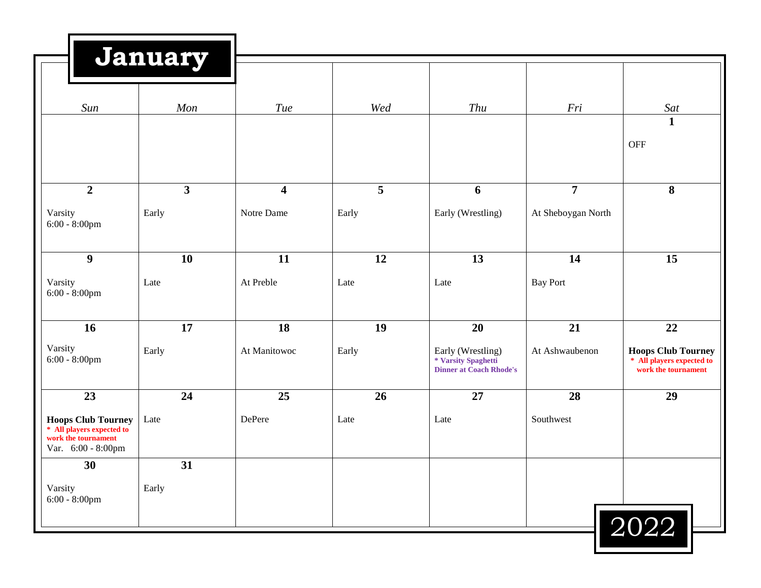# January

# 2022

| Sun | Mon | Tue | Wed | Thu | Fri | Sat |
|---|---|---|---|---|---|---|
| | | | | | | **1**<br>OFF |
| **2**<br>Varsity<br>6:00 - 8:00pm | **3**<br>Early | **4**<br>Notre Dame | **5**<br>Early | **6**<br>Early (Wrestling) | **7**<br>At Sheboygan North | **8** |
| **9**<br>Varsity<br>6:00 - 8:00pm | **10**<br>Late | **11**<br>At Preble | **12**<br>Late | **13**<br>Late | **14**<br>Bay Port | **15** |
| **16**<br>Varsity<br>6:00 - 8:00pm | **17**<br>Early | **18**<br>At Manitowoc | **19**<br>Early | **20**<br>Early (Wrestling)<br>**\* Varsity Spaghetti Dinner at Coach Rhode's** | **21**<br>At Ashwaubenon | **22**<br>**Hoops Club Tourney**<br>**\* All players expected to work the tournament** |
| **23**<br>**Hoops Club Tourney**<br>**\* All players expected to work the tournament**<br>Var. 6:00 - 8:00pm | **24**<br>Late | **25**<br>DePere | **26**<br>Late | **27**<br>Late | **28**<br>Southwest | **29** |
| **30**<br>Varsity<br>6:00 - 8:00pm | **31**<br>Early | | | | | |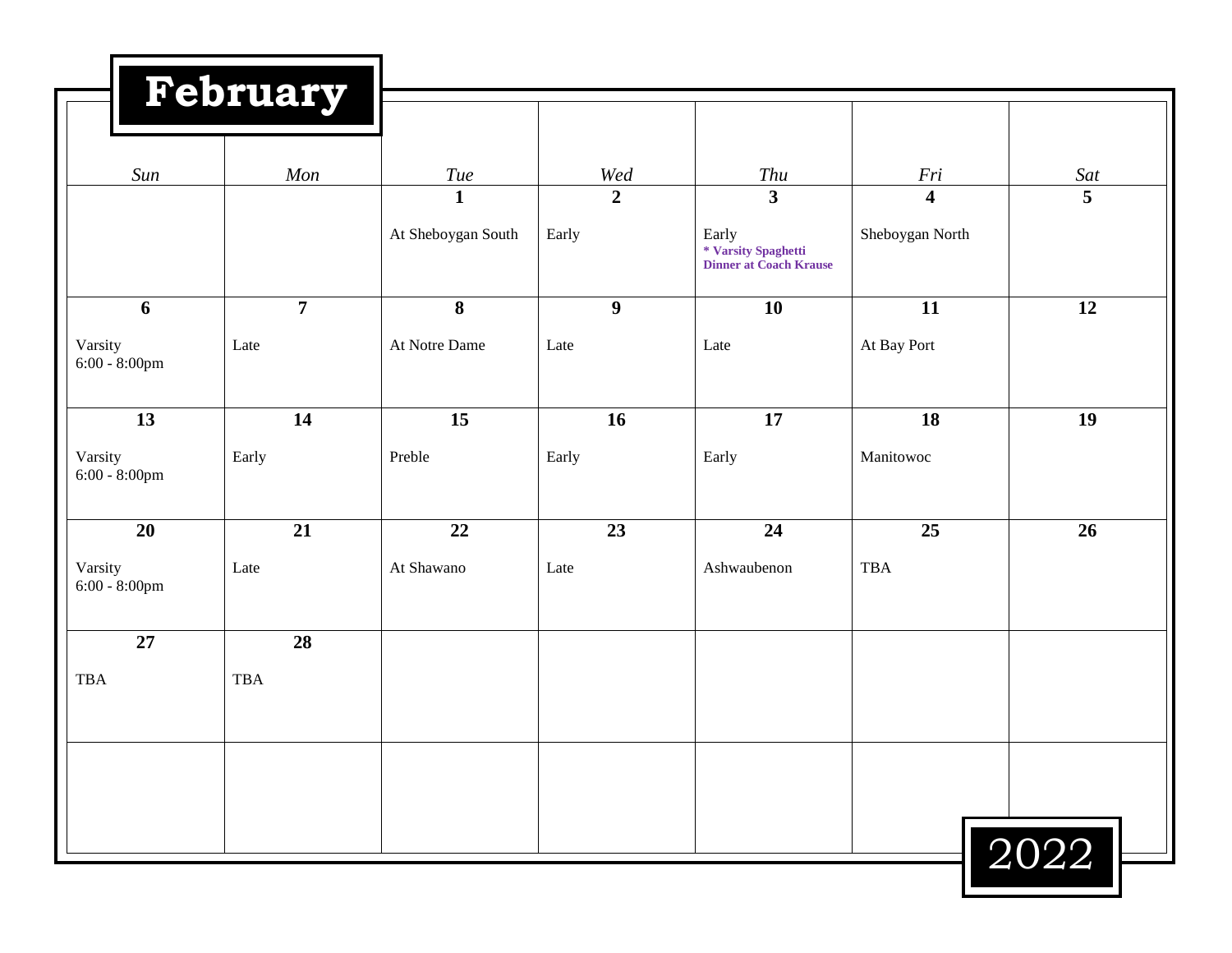# February

| Sun | Mon | Tue | Wed | Thu | Fri | Sat |
|---|---|---|---|---|---|---|
| | | **1** At Sheboygan South | **2** Early | **3** Early **\* Varsity Spaghetti Dinner at Coach Krause** | **4** Sheboygan North | **5** |
| **6** Varsity 6:00 - 8:00pm | **7** Late | **8** At Notre Dame | **9** Late | **10** Late | **11** At Bay Port | **12** |
| **13** Varsity 6:00 - 8:00pm | **14** Early | **15** Preble | **16** Early | **17** Early | **18** Manitowoc | **19** |
| **20** Varsity 6:00 - 8:00pm | **21** Late | **22** At Shawano | **23** Late | **24** Ashwaubenon | **25** TBA | **26** |
| **27** TBA | **28** TBA | | | | | |
| | | | | | | |

2022